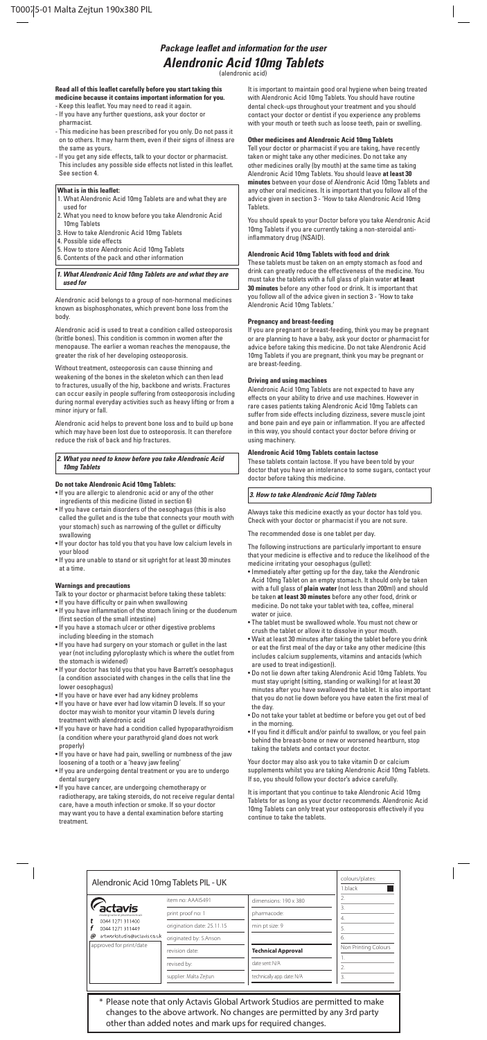# Package leaflet and information for the user

# Alendronic Acid 10mg Tablets

(alendronic acid)

**Read all of this leaflet carefully before you start taking this medicine because it contains important information for you.**

- Keep this leaflet. You may need to read it again.
- If you have any further questions, ask your doctor or pharmacist.
- This medicine has been prescribed for you only. Do not pass it on to others. It may harm them, even if their signs of illness are the same as yours.
- If you get any side effects, talk to your doctor or pharmacist. This includes any possible side effects not listed in this leaflet. See section 4.

**What is in this leaflet:**

1. What Alendronic Acid 10mg Tablets are and what they are used for
2. What you need to know before you take Alendronic Acid 10mg Tablets
3. How to take Alendronic Acid 10mg Tablets
4. Possible side effects
5. How to store Alendronic Acid 10mg Tablets
6. Contents of the pack and other information

## *1. What Alendronic Acid 10mg Tablets are and what they are used for*

Alendronic acid belongs to a group of non-hormonal medicines known as bisphosphonates, which prevent bone loss from the body.

Alendronic acid is used to treat a condition called osteoporosis (brittle bones). This condition is common in women after the menopause. The earlier a woman reaches the menopause, the greater the risk of her developing osteoporosis.

Without treatment, osteoporosis can cause thinning and weakening of the bones in the skeleton which can then lead to fractures, usually of the hip, backbone and wrists. Fractures can occur easily in people suffering from osteoporosis including during normal everyday activities such as heavy lifting or from a minor injury or fall.

Alendronic acid helps to prevent bone loss and to build up bone which may have been lost due to osteoporosis. It can therefore reduce the risk of back and hip fractures.

## *2. What you need to know before you take Alendronic Acid 10mg Tablets*

**Do not take Alendronic Acid 10mg Tablets:**

- If you are allergic to alendronic acid or any of the other ingredients of this medicine (listed in section 6)
- If you have certain disorders of the oesophagus (this is also called the gullet and is the tube that connects your mouth with your stomach) such as narrowing of the gullet or difficulty swallowing
- If your doctor has told you that you have low calcium levels in your blood
- If you are unable to stand or sit upright for at least 30 minutes at a time.

**Warnings and precautions**

Talk to your doctor or pharmacist before taking these tablets:

- If you have difficulty or pain when swallowing
- If you have inflammation of the stomach lining or the duodenum (first section of the small intestine)
- If you have a stomach ulcer or other digestive problems including bleeding in the stomach
- If you have had surgery on your stomach or gullet in the last year (not including pyloroplasty which is where the outlet from the stomach is widened)
- If your doctor has told you that you have Barrett's oesophagus (a condition associated with changes in the cells that line the lower oesophagus)
- If you have or have ever had any kidney problems
- If you have or have ever had low vitamin D levels. If so your doctor may wish to monitor your vitamin D levels during treatment with alendronic acid
- If you have or have had a condition called hypoparathyroidism (a condition where your parathyroid gland does not work properly)
- If you have or have had pain, swelling or numbness of the jaw loosening of a tooth or a 'heavy jaw feeling'
- If you are undergoing dental treatment or you are to undergo dental surgery
- If you have cancer, are undergoing chemotherapy or radiotherapy, are taking steroids, do not receive regular dental care, have a mouth infection or smoke. If so your doctor may want you to have a dental examination before starting treatment.

It is important to maintain good oral hygiene when being treated with Alendronic Acid 10mg Tablets. You should have routine dental check-ups throughout your treatment and you should contact your doctor or dentist if you experience any problems with your mouth or teeth such as loose teeth, pain or swelling.

**Other medicines and Alendronic Acid 10mg Tablets**

Tell your doctor or pharmacist if you are taking, have recently taken or might take any other medicines. Do not take any other medicines orally (by mouth) at the same time as taking Alendronic Acid 10mg Tablets. You should leave **at least 30 minutes** between your dose of Alendronic Acid 10mg Tablets and any other oral medicines. It is important that you follow all of the advice given in section 3 - 'How to take Alendronic Acid 10mg Tablets.

You should speak to your Doctor before you take Alendronic Acid 10mg Tablets if you are currently taking a non-steroidal anti-inflammatory drug (NSAID).

**Alendronic Acid 10mg Tablets with food and drink**

These tablets must be taken on an empty stomach as food and drink can greatly reduce the effectiveness of the medicine. You must take the tablets with a full glass of plain water **at least 30 minutes** before any other food or drink. It is important that you follow all of the advice given in section 3 - 'How to take Alendronic Acid 10mg Tablets.'

**Pregnancy and breast-feeding**

If you are pregnant or breast-feeding, think you may be pregnant or are planning to have a baby, ask your doctor or pharmacist for advice before taking this medicine. Do not take Alendronic Acid 10mg Tablets if you are pregnant, think you may be pregnant or are breast-feeding.

**Driving and using machines**

Alendronic Acid 10mg Tablets are not expected to have any effects on your ability to drive and use machines. However in rare cases patients taking Alendronic Acid 10mg Tablets can suffer from side effects including dizziness, severe muscle joint and bone pain and eye pain or inflammation. If you are affected in this way, you should contact your doctor before driving or using machinery.

**Alendronic Acid 10mg Tablets contain lactose**

These tablets contain lactose. If you have been told by your doctor that you have an intolerance to some sugars, contact your doctor before taking this medicine.

## *3. How to take Alendronic Acid 10mg Tablets*

Always take this medicine exactly as your doctor has told you. Check with your doctor or pharmacist if you are not sure.

The recommended dose is one tablet per day.

The following instructions are particularly important to ensure that your medicine is effective and to reduce the likelihood of the medicine irritating your oesophagus (gullet):

- Immediately after getting up for the day, take the Alendronic Acid 10mg Tablet on an empty stomach. It should only be taken with a full glass of **plain water** (not less than 200ml) and should be taken **at least 30 minutes** before any other food, drink or medicine. Do not take your tablet with tea, coffee, mineral water or juice.
- The tablet must be swallowed whole. You must not chew or crush the tablet or allow it to dissolve in your mouth.
- Wait at least 30 minutes after taking the tablet before you drink or eat the first meal of the day or take any other medicine (this includes calcium supplements, vitamins and antacids (which are used to treat indigestion)).
- Do not lie down after taking Alendronic Acid 10mg Tablets. You must stay upright (sitting, standing or walking) for at least 30 minutes after you have swallowed the tablet. It is also important that you do not lie down before you have eaten the first meal of the day.
- Do not take your tablet at bedtime or before you get out of bed in the morning.
- If you find it difficult and/or painful to swallow, or you feel pain behind the breast-bone or new or worsened heartburn, stop taking the tablets and contact your doctor.

Your doctor may also ask you to take vitamin D or calcium supplements whilst you are taking Alendronic Acid 10mg Tablets. If so, you should follow your doctor's advice carefully.

It is important that you continue to take Alendronic Acid 10mg Tablets for as long as your doctor recommends. Alendronic Acid 10mg Tablets can only treat your osteoporosis effectively if you continue to take the tablets.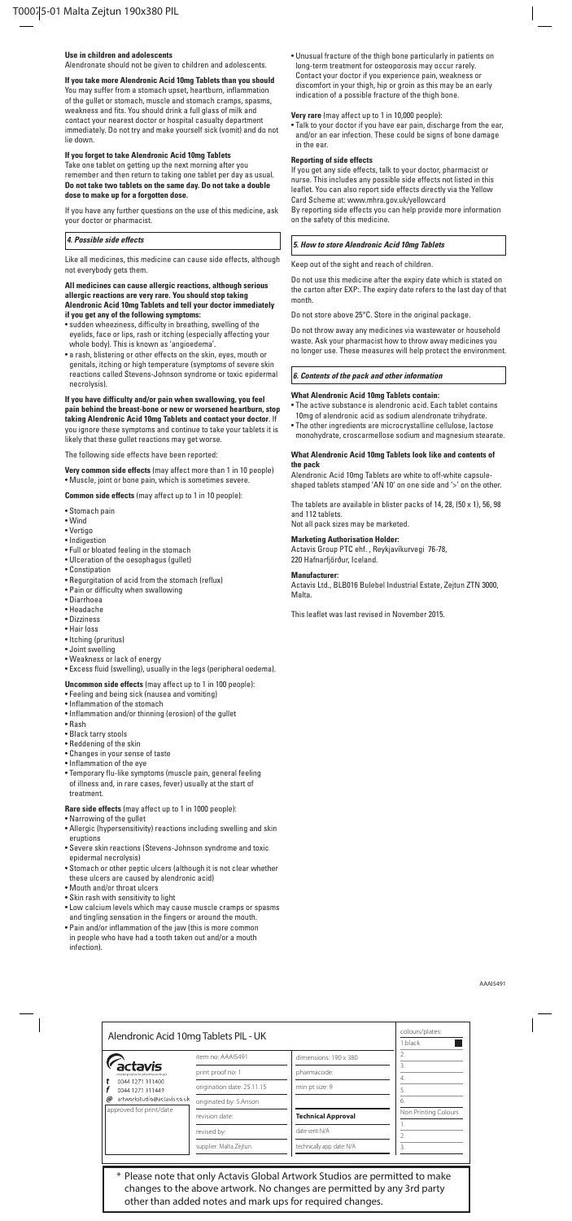**Use in children and adolescents**

Alendronate should not be given to children and adolescents.

**If you take more Alendronic Acid 10mg Tablets than you should**

You may suffer from a stomach upset, heartburn, inflammation of the gullet or stomach, muscle and stomach cramps, spasms, weakness and fits. You should drink a full glass of milk and contact your nearest doctor or hospital casualty department immediately. Do not try and make yourself sick (vomit) and do not lie down.

**If you forget to take Alendronic Acid 10mg Tablets**

Take one tablet on getting up the next morning after you remember and then return to taking one tablet per day as usual. **Do not take two tablets on the same day. Do not take a double dose to make up for a forgotten dose.**

If you have any further questions on the use of this medicine, ask your doctor or pharmacist.

## 4. Possible side effects

Like all medicines, this medicine can cause side effects, although not everybody gets them.

**All medicines can cause allergic reactions, although serious allergic reactions are very rare. You should stop taking Alendronic Acid 10mg Tablets and tell your doctor immediately if you get any of the following symptoms:**

- sudden wheeziness, difficulty in breathing, swelling of the eyelids, face or lips, rash or itching (especially affecting your whole body). This is known as 'angioedema'.
- a rash, blistering or other effects on the skin, eyes, mouth or genitals, itching or high temperature (symptoms of severe skin reactions called Stevens-Johnson syndrome or toxic epidermal necrolysis).

**If you have difficulty and/or pain when swallowing, you feel pain behind the breast-bone or new or worsened heartburn, stop taking Alendronic Acid 10mg Tablets and contact your doctor**. If you ignore these symptoms and continue to take your tablets it is likely that these gullet reactions may get worse.

The following side effects have been reported:

**Very common side effects** (may affect more than 1 in 10 people)
- Muscle, joint or bone pain, which is sometimes severe.

**Common side effects** (may affect up to 1 in 10 people):

- Stomach pain
- Wind
- Vertigo
- Indigestion
- Full or bloated feeling in the stomach
- Ulceration of the oesophagus (gullet)
- Constipation
- Regurgitation of acid from the stomach (reflux)
- Pain or difficulty when swallowing
- Diarrhoea
- Headache
- Dizziness
- Hair loss
- Itching (pruritus)
- Joint swelling
- Weakness or lack of energy
- Excess fluid (swelling), usually in the legs (peripheral oedema).

**Uncommon side effects** (may affect up to 1 in 100 people):
- Feeling and being sick (nausea and vomiting)
- Inflammation of the stomach
- Inflammation and/or thinning (erosion) of the gullet
- Rash
- Black tarry stools
- Reddening of the skin
- Changes in your sense of taste
- Inflammation of the eye
- Temporary flu-like symptoms (muscle pain, general feeling of illness and, in rare cases, fever) usually at the start of treatment.

**Rare side effects** (may affect up to 1 in 1000 people):
- Narrowing of the gullet
- Allergic (hypersensitivity) reactions including swelling and skin eruptions
- Severe skin reactions (Stevens-Johnson syndrome and toxic epidermal necrolysis)
- Stomach or other peptic ulcers (although it is not clear whether these ulcers are caused by alendronic acid)
- Mouth and/or throat ulcers
- Skin rash with sensitivity to light
- Low calcium levels which may cause muscle cramps or spasms and tingling sensation in the fingers or around the mouth.
- Pain and/or inflammation of the jaw (this is more common in people who have had a tooth taken out and/or a mouth infection).
- Unusual fracture of the thigh bone particularly in patients on long-term treatment for osteoporosis may occur rarely. Contact your doctor if you experience pain, weakness or discomfort in your thigh, hip or groin as this may be an early indication of a possible fracture of the thigh bone.

**Very rare** (may affect up to 1 in 10,000 people):
- Talk to your doctor if you have ear pain, discharge from the ear, and/or an ear infection. These could be signs of bone damage in the ear.

**Reporting of side effects**

If you get any side effects, talk to your doctor, pharmacist or nurse. This includes any possible side effects not listed in this leaflet. You can also report side effects directly via the Yellow Card Scheme at: www.mhra.gov.uk/yellowcard
By reporting side effects you can help provide more information on the safety of this medicine.

## 5. How to store Alendronic Acid 10mg Tablets

Keep out of the sight and reach of children.

Do not use this medicine after the expiry date which is stated on the carton after EXP:. The expiry date refers to the last day of that month.

Do not store above 25°C. Store in the original package.

Do not throw away any medicines via wastewater or household waste. Ask your pharmacist how to throw away medicines you no longer use. These measures will help protect the environment.

## 6. Contents of the pack and other information

**What Alendronic Acid 10mg Tablets contain:**
- The active substance is alendronic acid. Each tablet contains 10mg of alendronic acid as sodium alendronate trihydrate.
- The other ingredients are microcrystalline cellulose, lactose monohydrate, croscarmellose sodium and magnesium stearate.

**What Alendronic Acid 10mg Tablets look like and contents of the pack**

Alendronic Acid 10mg Tablets are white to off-white capsule-shaped tablets stamped 'AN 10' on one side and '>' on the other.

The tablets are available in blister packs of 14, 28, (50 x 1), 56, 98 and 112 tablets.
Not all pack sizes may be marketed.

**Marketing Authorisation Holder:**
Actavis Group PTC ehf. , Reykjavíkurvegi 76-78, 220 Hafnarfjörður, Iceland.

**Manufacturer:**
Actavis Ltd., BLB016 Bulebel Industrial Estate, Zejtun ZTN 3000, Malta.

This leaflet was last revised in November 2015.